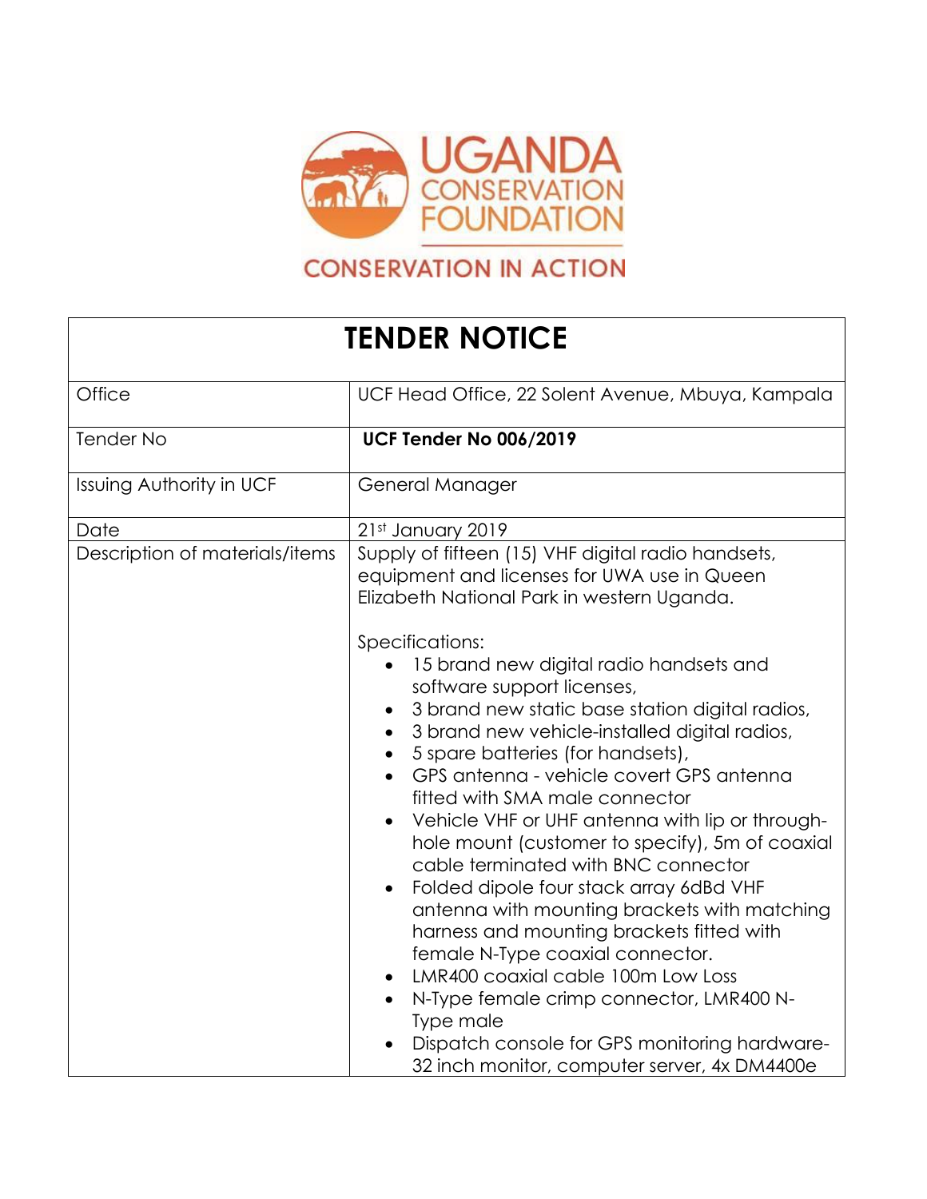UGANDA CONSERVATION FOUNDATION

CONSERVATION IN ACTION

| TENDER NOTICE | |
|---|---|
| Office | UCF Head Office, 22 Solent Avenue, Mbuya, Kampala |
| Tender No | **UCF Tender No 006/2019** |
| Issuing Authority in UCF | General Manager |
| Date | 21st January 2019 |
| Description of materials/items | Supply of fifteen (15) VHF digital radio handsets, equipment and licenses for UWA use in Queen Elizabeth National Park in western Uganda.<br><br>Specifications:<br>• 15 brand new digital radio handsets and software support licenses,<br>• 3 brand new static base station digital radios,<br>• 3 brand new vehicle-installed digital radios,<br>• 5 spare batteries (for handsets),<br>• GPS antenna - vehicle covert GPS antenna fitted with SMA male connector<br>• Vehicle VHF or UHF antenna with lip or through-hole mount (customer to specify), 5m of coaxial cable terminated with BNC connector<br>• Folded dipole four stack array 6dBd VHF antenna with mounting brackets with matching harness and mounting brackets fitted with female N-Type coaxial connector.<br>• LMR400 coaxial cable 100m Low Loss<br>• N-Type female crimp connector, LMR400 N-Type male<br>• Dispatch console for GPS monitoring hardware-32 inch monitor, computer server, 4x DM4400e |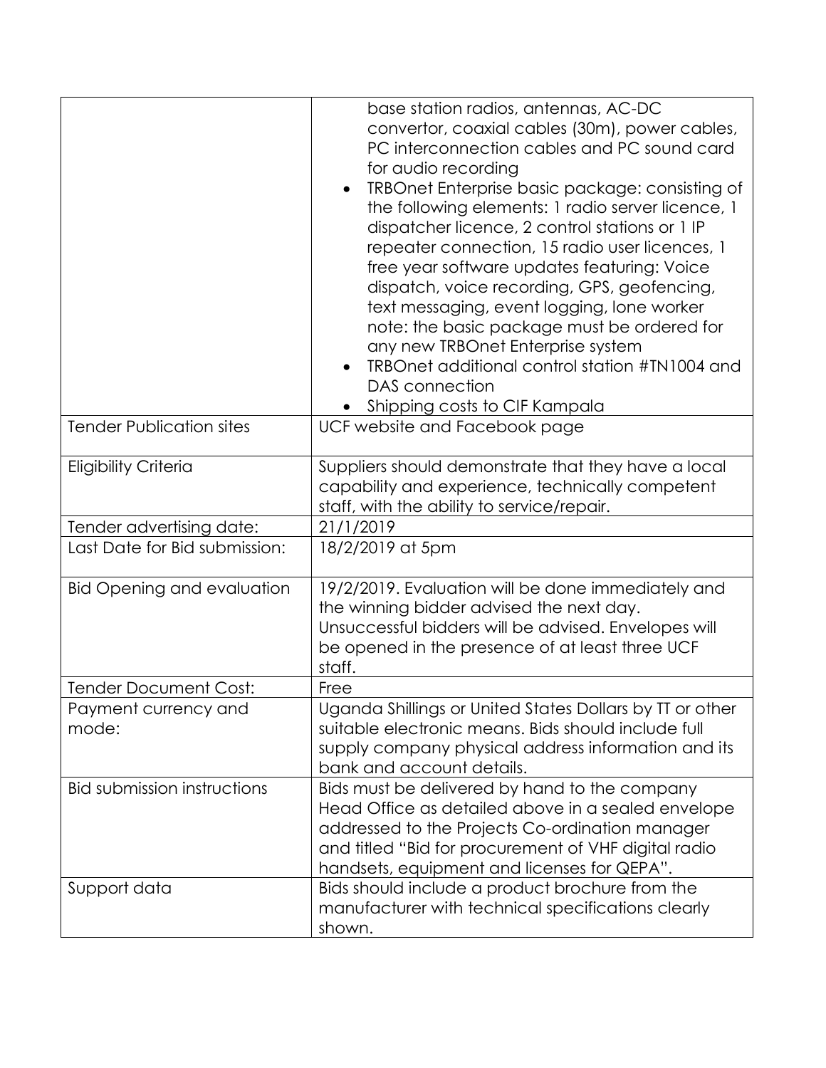| | |
|---|---|
| | base station radios, antennas, AC-DC convertor, coaxial cables (30m), power cables, PC interconnection cables and PC sound card for audio recording<br>• TRBOnet Enterprise basic package: consisting of the following elements: 1 radio server licence, 1 dispatcher licence, 2 control stations or 1 IP repeater connection, 15 radio user licences, 1 free year software updates featuring: Voice dispatch, voice recording, GPS, geofencing, text messaging, event logging, lone worker note: the basic package must be ordered for any new TRBOnet Enterprise system<br>• TRBOnet additional control station #TN1004 and DAS connection<br>• Shipping costs to CIF Kampala |
| Tender Publication sites | UCF website and Facebook page |
| Eligibility Criteria | Suppliers should demonstrate that they have a local capability and experience, technically competent staff, with the ability to service/repair. |
| Tender advertising date: | 21/1/2019 |
| Last Date for Bid submission: | 18/2/2019 at 5pm |
| Bid Opening and evaluation | 19/2/2019. Evaluation will be done immediately and the winning bidder advised the next day. Unsuccessful bidders will be advised. Envelopes will be opened in the presence of at least three UCF staff. |
| Tender Document Cost: | Free |
| Payment currency and mode: | Uganda Shillings or United States Dollars by TT or other suitable electronic means. Bids should include full supply company physical address information and its bank and account details. |
| Bid submission instructions | Bids must be delivered by hand to the company Head Office as detailed above in a sealed envelope addressed to the Projects Co-ordination manager and titled "Bid for procurement of VHF digital radio handsets, equipment and licenses for QEPA". |
| Support data | Bids should include a product brochure from the manufacturer with technical specifications clearly shown. |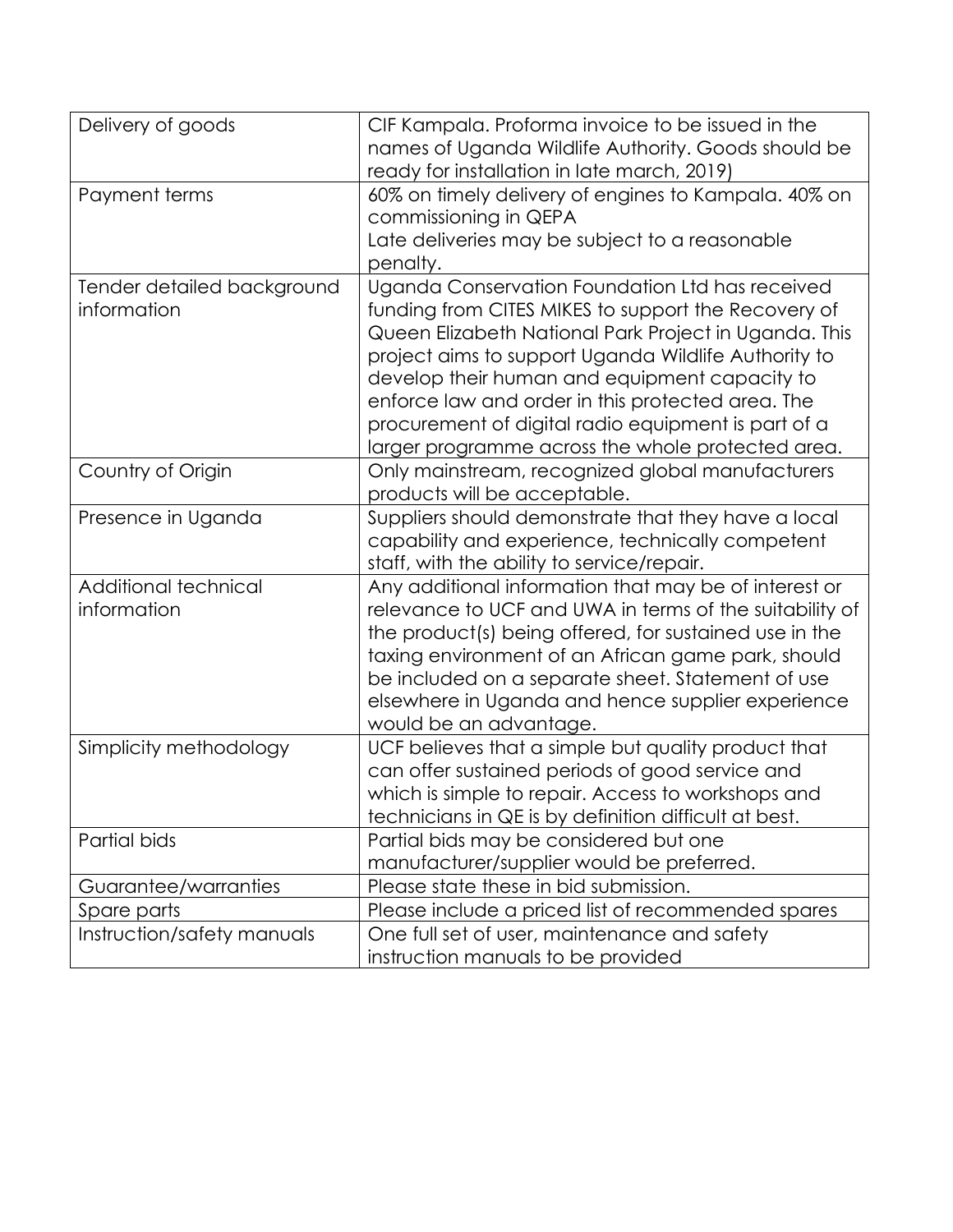| | |
|---|---|
| Delivery of goods | CIF Kampala. Proforma invoice to be issued in the names of Uganda Wildlife Authority. Goods should be ready for installation in late march, 2019) |
| Payment terms | 60% on timely delivery of engines to Kampala. 40% on commissioning in QEPA<br>Late deliveries may be subject to a reasonable penalty. |
| Tender detailed background information | Uganda Conservation Foundation Ltd has received funding from CITES MIKES to support the Recovery of Queen Elizabeth National Park Project in Uganda. This project aims to support Uganda Wildlife Authority to develop their human and equipment capacity to enforce law and order in this protected area. The procurement of digital radio equipment is part of a larger programme across the whole protected area. |
| Country of Origin | Only mainstream, recognized global manufacturers products will be acceptable. |
| Presence in Uganda | Suppliers should demonstrate that they have a local capability and experience, technically competent staff, with the ability to service/repair. |
| Additional technical information | Any additional information that may be of interest or relevance to UCF and UWA in terms of the suitability of the product(s) being offered, for sustained use in the taxing environment of an African game park, should be included on a separate sheet. Statement of use elsewhere in Uganda and hence supplier experience would be an advantage. |
| Simplicity methodology | UCF believes that a simple but quality product that can offer sustained periods of good service and which is simple to repair. Access to workshops and technicians in QE is by definition difficult at best. |
| Partial bids | Partial bids may be considered but one manufacturer/supplier would be preferred. |
| Guarantee/warranties | Please state these in bid submission. |
| Spare parts | Please include a priced list of recommended spares |
| Instruction/safety manuals | One full set of user, maintenance and safety instruction manuals to be provided |